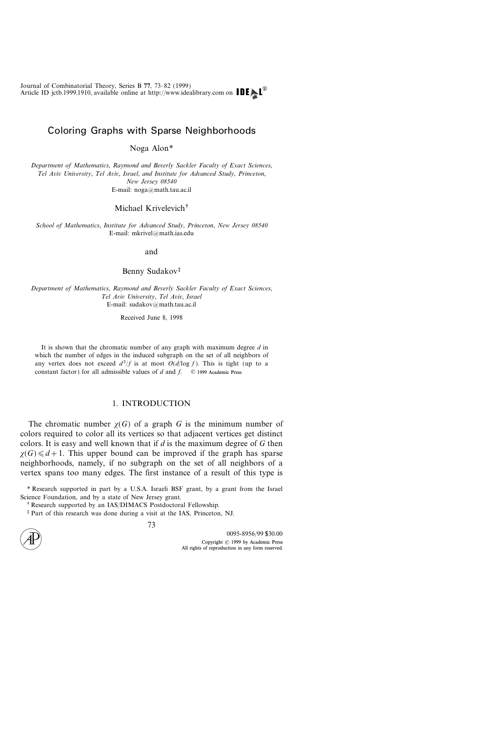# Coloring Graphs with Sparse Neighborhoods

Noga Alon*

*Department of Mathematics, Raymond and Beverly Sackler Faculty of Exact Sciences, Tel Aviv University, Tel Aviv, Israel, and Institute for Advanced Study, Princeton, New Jersey 08540*
E-mail: noga@math.tau.ac.il

Michael Krivelevich†

*School of Mathematics, Institute for Advanced Study, Princeton, New Jersey 08540*
E-mail: mkrivel@math.ias.edu

and

Benny Sudakov‡

*Department of Mathematics, Raymond and Beverly Sackler Faculty of Exact Sciences, Tel Aviv University, Tel Aviv, Israel*
E-mail: sudakov@math.tau.ac.il

Received June 8, 1998

It is shown that the chromatic number of any graph with maximum degree $d$ in which the number of edges in the induced subgraph on the set of all neighbors of any vertex does not exceed $d^2/f$ is at most $O(d/\log f)$. This is tight (up to a constant factor) for all admissible values of $d$ and $f$. © 1999 Academic Press

## 1. INTRODUCTION

The chromatic number $\chi(G)$ of a graph $G$ is the minimum number of colors required to color all its vertices so that adjacent vertices get distinct colors. It is easy and well known that if $d$ is the maximum degree of $G$ then $\chi(G) \leqslant d+1$. This upper bound can be improved if the graph has sparse neighborhoods, namely, if no subgraph on the set of all neighbors of a vertex spans too many edges. The first instance of a result of this type is

\* Research supported in part by a U.S.A. Israeli BSF grant, by a grant from the Israel Science Foundation, and by a state of New Jersey grant.

† Research supported by an IAS/DIMACS Postdoctoral Fellowship.

‡ Part of this research was done during a visit at the IAS, Princeton, NJ.

0095-8956/99 $30.00
Copyright © 1999 by Academic Press
All rights of reproduction in any form reserved.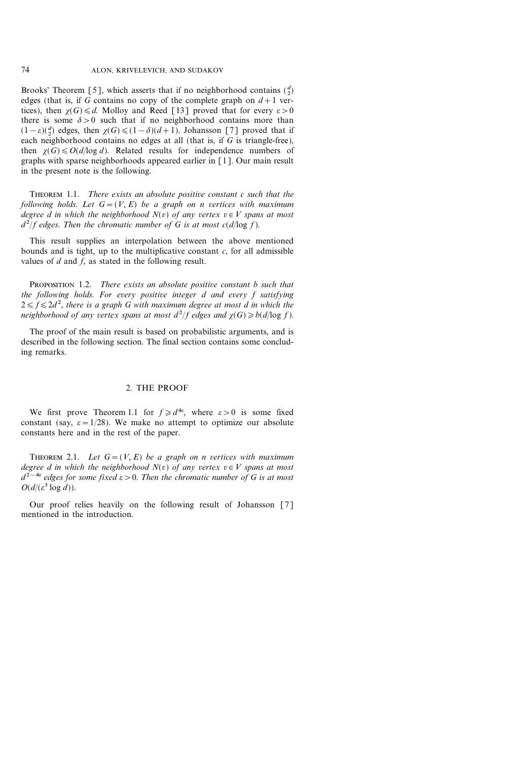Brooks' Theorem [5], which asserts that if no neighborhood contains $\binom{d}{2}$ edges (that is, if $G$ contains no copy of the complete graph on $d+1$ vertices), then $\chi(G) \leqslant d$. Molloy and Reed [13] proved that for every $\varepsilon > 0$ there is some $\delta > 0$ such that if no neighborhood contains more than $(1-\varepsilon)\binom{d}{2}$ edges, then $\chi(G) \leqslant (1-\delta)(d+1)$. Johansson [7] proved that if each neighborhood contains no edges at all (that is, if $G$ is triangle-free), then $\chi(G) \leqslant O(d/\log d)$. Related results for independence numbers of graphs with sparse neighborhoods appeared earlier in [1]. Our main result in the present note is the following.

**Theorem 1.1.** *There exists an absolute positive constant $c$ such that the following holds. Let $G = (V, E)$ be a graph on $n$ vertices with maximum degree $d$ in which the neighborhood $N(v)$ of any vertex $v \in V$ spans at most $d^2/f$ edges. Then the chromatic number of $G$ is at most $c(d/\log f)$.*

This result supplies an interpolation between the above mentioned bounds and is tight, up to the multiplicative constant $c$, for all admissible values of $d$ and $f$, as stated in the following result.

**Proposition 1.2.** *There exists an absolute positive constant $b$ such that the following holds. For every positive integer $d$ and every $f$ satisfying $2 \leqslant f \leqslant 2d^2$, there is a graph $G$ with maximum degree at most $d$ in which the neighborhood of any vertex spans at most $d^2/f$ edges and $\chi(G) \geqslant b(d/\log f)$.*

The proof of the main result is based on probabilistic arguments, and is described in the following section. The final section contains some concluding remarks.

## 2. THE PROOF

We first prove Theorem 1.1 for $f \geqslant d^{4\varepsilon}$, where $\varepsilon > 0$ is some fixed constant (say, $\varepsilon = 1/28$). We make no attempt to optimize our absolute constants here and in the rest of the paper.

**Theorem 2.1.** *Let $G = (V, E)$ be a graph on $n$ vertices with maximum degree $d$ in which the neighborhood $N(v)$ of any vertex $v \in V$ spans at most $d^{2-4\varepsilon}$ edges for some fixed $\varepsilon > 0$. Then the chromatic number of $G$ is at most $O(d/(\varepsilon^3 \log d))$.*

Our proof relies heavily on the following result of Johansson [7] mentioned in the introduction.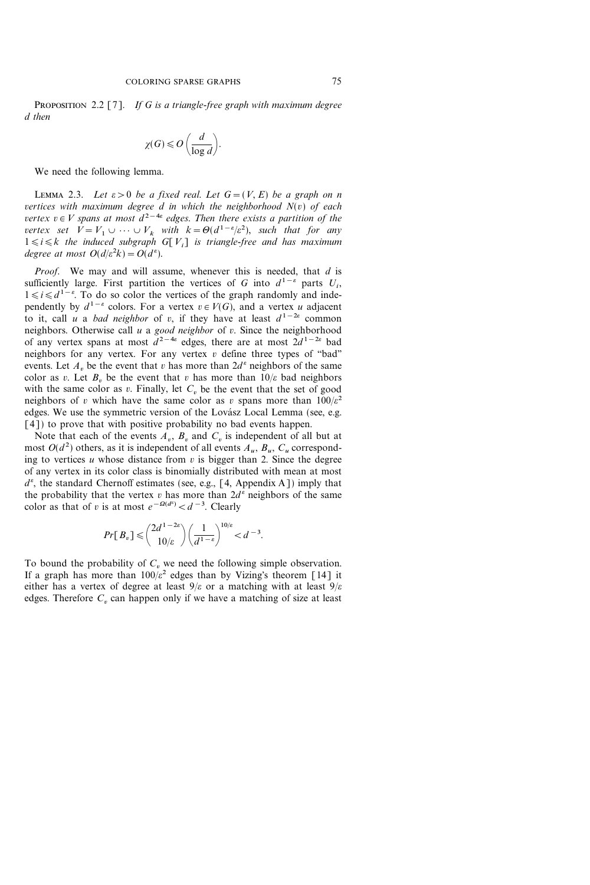**Proposition 2.2** [7]. *If G is a triangle-free graph with maximum degree d then*

$$\chi(G) \leqslant O\left(\frac{d}{\log d}\right).$$

We need the following lemma.

**Lemma 2.3.** *Let $\varepsilon > 0$ be a fixed real. Let $G = (V, E)$ be a graph on n vertices with maximum degree d in which the neighborhood $N(v)$ of each vertex $v \in V$ spans at most $d^{2-4\varepsilon}$ edges. Then there exists a partition of the vertex set $V = V_1 \cup \cdots \cup V_k$ with $k = \Theta(d^{1-\varepsilon}/\varepsilon^2)$, such that for any $1 \leqslant i \leqslant k$ the induced subgraph $G[V_i]$ is triangle-free and has maximum degree at most $O(d/\varepsilon^2 k) = O(d^{\varepsilon})$.*

*Proof.* We may and will assume, whenever this is needed, that $d$ is sufficiently large. First partition the vertices of $G$ into $d^{1-\varepsilon}$ parts $U_i$, $1 \leqslant i \leqslant d^{1-\varepsilon}$. To do so color the vertices of the graph randomly and independently by $d^{1-\varepsilon}$ colors. For a vertex $v \in V(G)$, and a vertex $u$ adjacent to it, call $u$ a *bad neighbor* of $v$, if they have at least $d^{1-2\varepsilon}$ common neighbors. Otherwise call $u$ a *good neighbor* of $v$. Since the neighborhood of any vertex spans at most $d^{2-4\varepsilon}$ edges, there are at most $2d^{1-2\varepsilon}$ bad neighbors for any vertex. For any vertex $v$ define three types of "bad" events. Let $A_v$ be the event that $v$ has more than $2d^{\varepsilon}$ neighbors of the same color as $v$. Let $B_v$ be the event that $v$ has more than $10/\varepsilon$ bad neighbors with the same color as $v$. Finally, let $C_v$ be the event that the set of good neighbors of $v$ which have the same color as $v$ spans more than $100/\varepsilon^2$ edges. We use the symmetric version of the Lovász Local Lemma (see, e.g. [4]) to prove that with positive probability no bad events happen.

Note that each of the events $A_v$, $B_v$ and $C_v$ is independent of all but at most $O(d^2)$ others, as it is independent of all events $A_u$, $B_u$, $C_u$ corresponding to vertices $u$ whose distance from $v$ is bigger than 2. Since the degree of any vertex in its color class is binomially distributed with mean at most $d^{\varepsilon}$, the standard Chernoff estimates (see, e.g., [4, Appendix A]) imply that the probability that the vertex $v$ has more than $2d^{\varepsilon}$ neighbors of the same color as that of $v$ is at most $e^{-\Omega(d^{\varepsilon})} < d^{-3}$. Clearly

$$Pr[B_v] \leqslant \binom{2d^{1-2\varepsilon}}{10/\varepsilon} \left(\frac{1}{d^{1-\varepsilon}}\right)^{10/\varepsilon} < d^{-3}.$$

To bound the probability of $C_v$ we need the following simple observation. If a graph has more than $100/\varepsilon^2$ edges than by Vizing's theorem [14] it either has a vertex of degree at least $9/\varepsilon$ or a matching with at least $9/\varepsilon$ edges. Therefore $C_v$ can happen only if we have a matching of size at least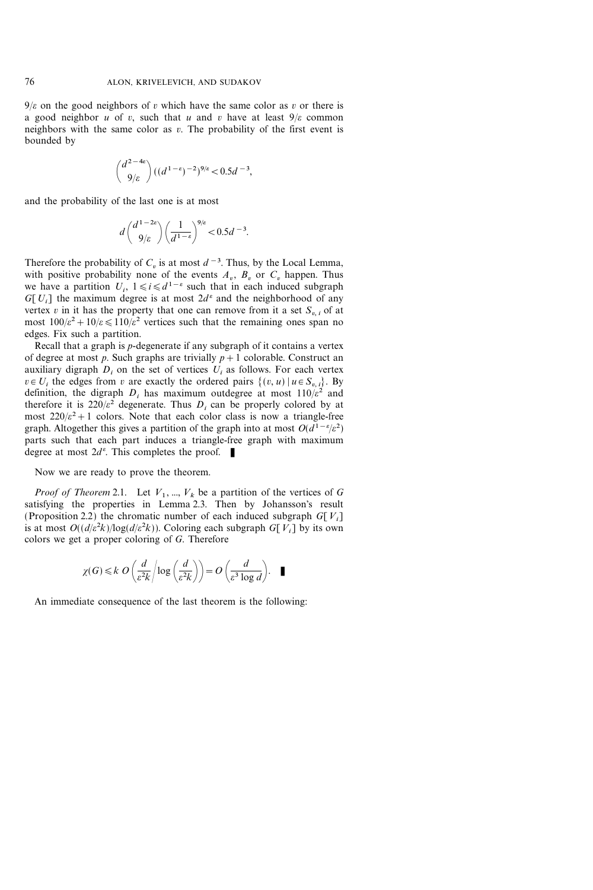$9/\varepsilon$ on the good neighbors of $v$ which have the same color as $v$ or there is a good neighbor $u$ of $v$, such that $u$ and $v$ have at least $9/\varepsilon$ common neighbors with the same color as $v$. The probability of the first event is bounded by

$$\binom{d^{2-4\varepsilon}}{9/\varepsilon}((d^{1-\varepsilon})^{-2})^{9/\varepsilon} < 0.5d^{-3},$$

and the probability of the last one is at most

$$d\binom{d^{1-2\varepsilon}}{9/\varepsilon}\left(\frac{1}{d^{1-\varepsilon}}\right)^{9/\varepsilon} < 0.5d^{-3}.$$

Therefore the probability of $C_v$ is at most $d^{-3}$. Thus, by the Local Lemma, with positive probability none of the events $A_v$, $B_v$ or $C_v$ happen. Thus we have a partition $U_i$, $1 \leqslant i \leqslant d^{1-\varepsilon}$ such that in each induced subgraph $G[U_i]$ the maximum degree is at most $2d^\varepsilon$ and the neighborhood of any vertex $v$ in it has the property that one can remove from it a set $S_{v,i}$ of at most $100/\varepsilon^2 + 10/\varepsilon \leqslant 110/\varepsilon^2$ vertices such that the remaining ones span no edges. Fix such a partition.

Recall that a graph is $p$-degenerate if any subgraph of it contains a vertex of degree at most $p$. Such graphs are trivially $p+1$ colorable. Construct an auxiliary digraph $D_i$ on the set of vertices $U_i$ as follows. For each vertex $v \in U_i$ the edges from $v$ are exactly the ordered pairs $\{(v, u) \mid u \in S_{v,i}\}$. By definition, the digraph $D_i$ has maximum outdegree at most $110/\varepsilon^2$ and therefore it is $220/\varepsilon^2$ degenerate. Thus $D_i$ can be properly colored by at most $220/\varepsilon^2 + 1$ colors. Note that each color class is now a triangle-free graph. Altogether this gives a partition of the graph into at most $O(d^{1-\varepsilon}/\varepsilon^2)$ parts such that each part induces a triangle-free graph with maximum degree at most $2d^\varepsilon$. This completes the proof. ∎

Now we are ready to prove the theorem.

*Proof of Theorem* 2.1. Let $V_1, ..., V_k$ be a partition of the vertices of $G$ satisfying the properties in Lemma 2.3. Then by Johansson's result (Proposition 2.2) the chromatic number of each induced subgraph $G[V_i]$ is at most $O((d/\varepsilon^2 k)/\log(d/\varepsilon^2 k))$. Coloring each subgraph $G[V_i]$ by its own colors we get a proper coloring of $G$. Therefore

$$\chi(G) \leqslant k\, O\left(\frac{d}{\varepsilon^2 k}\Big/\log\left(\frac{d}{\varepsilon^2 k}\right)\right) = O\left(\frac{d}{\varepsilon^3 \log d}\right). \quad ∎$$

An immediate consequence of the last theorem is the following: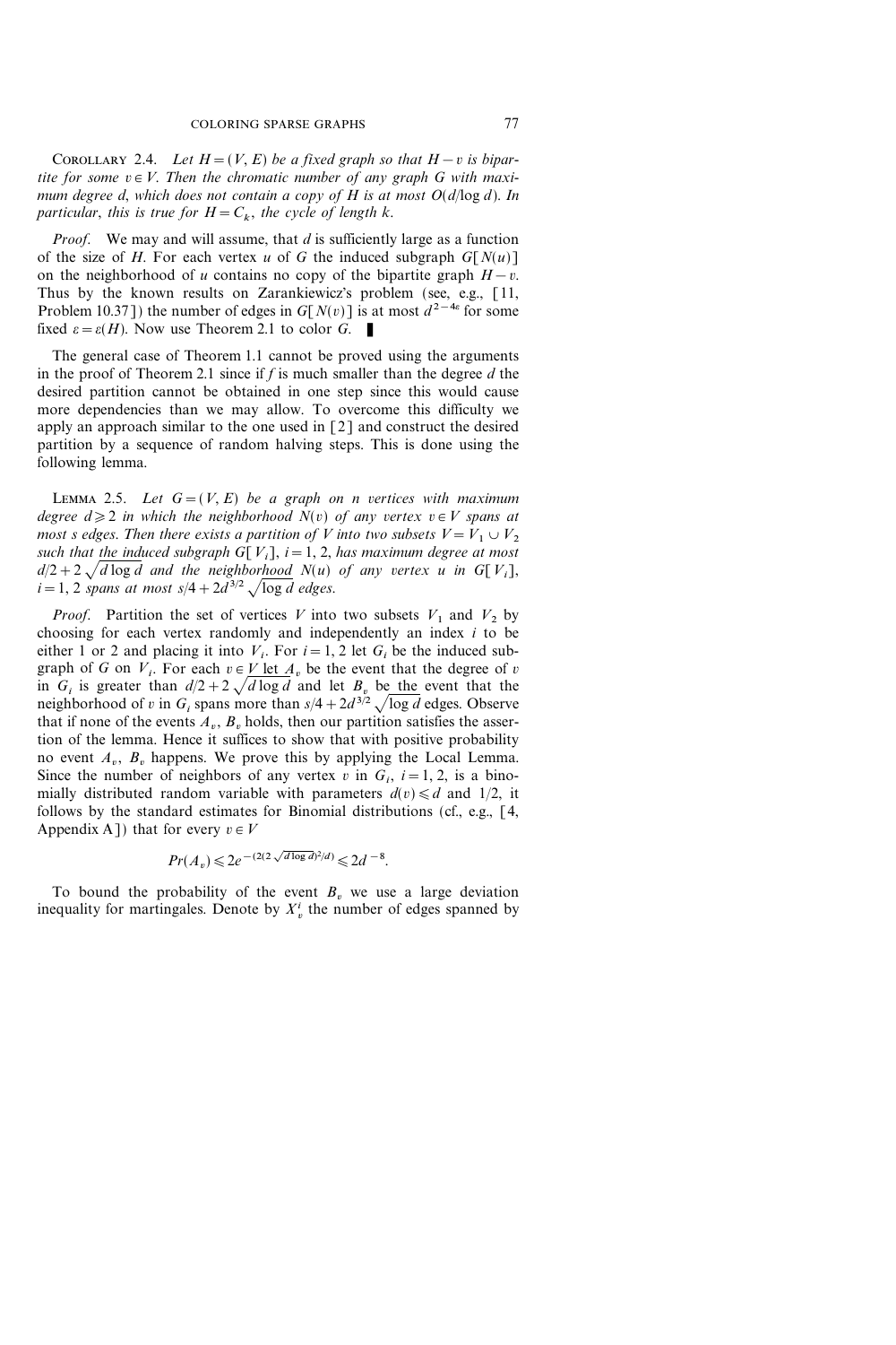COROLLARY 2.4. *Let $H = (V, E)$ be a fixed graph so that $H - v$ is bipartite for some $v \in V$. Then the chromatic number of any graph $G$ with maximum degree $d$, which does not contain a copy of $H$ is at most $O(d/\log d)$. In particular, this is true for $H = C_k$, the cycle of length $k$.*

*Proof.* We may and will assume, that $d$ is sufficiently large as a function of the size of $H$. For each vertex $u$ of $G$ the induced subgraph $G[N(u)]$ on the neighborhood of $u$ contains no copy of the bipartite graph $H - v$. Thus by the known results on Zarankiewicz's problem (see, e.g., [11, Problem 10.37]) the number of edges in $G[N(v)]$ is at most $d^{2-4\varepsilon}$ for some fixed $\varepsilon = \varepsilon(H)$. Now use Theorem 2.1 to color $G$. ∎

The general case of Theorem 1.1 cannot be proved using the arguments in the proof of Theorem 2.1 since if $f$ is much smaller than the degree $d$ the desired partition cannot be obtained in one step since this would cause more dependencies than we may allow. To overcome this difficulty we apply an approach similar to the one used in [2] and construct the desired partition by a sequence of random halving steps. This is done using the following lemma.

LEMMA 2.5. *Let $G = (V, E)$ be a graph on $n$ vertices with maximum degree $d \geq 2$ in which the neighborhood $N(v)$ of any vertex $v \in V$ spans at most $s$ edges. Then there exists a partition of $V$ into two subsets $V = V_1 \cup V_2$ such that the induced subgraph $G[V_i]$, $i = 1, 2$, has maximum degree at most $d/2 + 2\sqrt{d \log d}$ and the neighborhood $N(u)$ of any vertex $u$ in $G[V_i]$, $i = 1, 2$ spans at most $s/4 + 2d^{3/2}\sqrt{\log d}$ edges.*

*Proof.* Partition the set of vertices $V$ into two subsets $V_1$ and $V_2$ by choosing for each vertex randomly and independently an index $i$ to be either 1 or 2 and placing it into $V_i$. For $i = 1, 2$ let $G_i$ be the induced subgraph of $G$ on $V_i$. For each $v \in V$ let $A_v$ be the event that the degree of $v$ in $G_i$ is greater than $d/2 + 2\sqrt{d \log d}$ and let $B_v$ be the event that the neighborhood of $v$ in $G_i$ spans more than $s/4 + 2d^{3/2}\sqrt{\log d}$ edges. Observe that if none of the events $A_v$, $B_v$ holds, then our partition satisfies the assertion of the lemma. Hence it suffices to show that with positive probability no event $A_v$, $B_v$ happens. We prove this by applying the Local Lemma. Since the number of neighbors of any vertex $v$ in $G_i$, $i = 1, 2$, is a binomially distributed random variable with parameters $d(v) \leq d$ and $1/2$, it follows by the standard estimates for Binomial distributions (cf., e.g., [4, Appendix A]) that for every $v \in V$

$$Pr(A_v) \leq 2e^{-(2(2\sqrt{d \log d})^2/d)} \leq 2d^{-8}.$$

To bound the probability of the event $B_v$ we use a large deviation inequality for martingales. Denote by $X_v^i$ the number of edges spanned by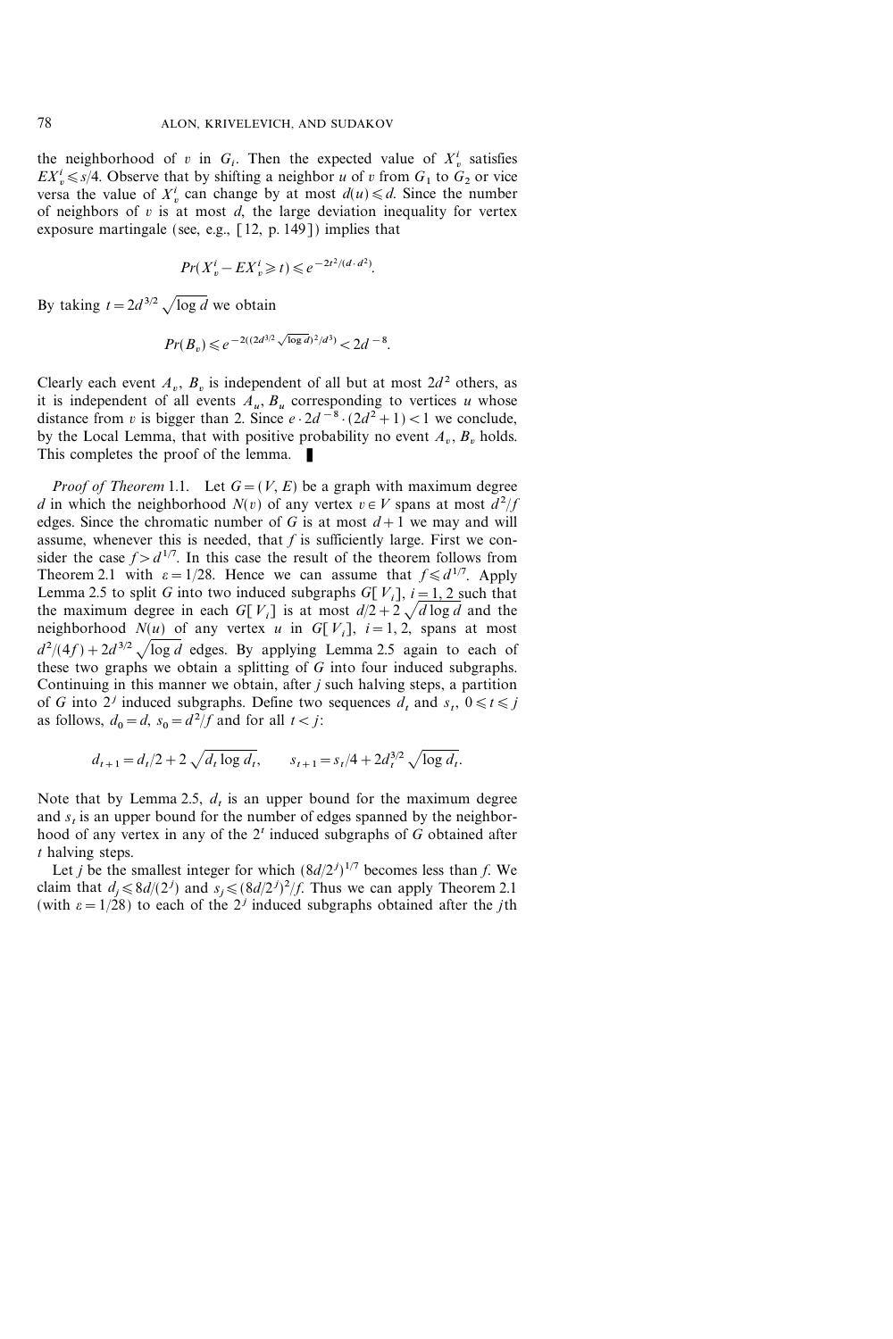the neighborhood of $v$ in $G_i$. Then the expected value of $X_v^i$ satisfies $EX_v^i \leqslant s/4$. Observe that by shifting a neighbor $u$ of $v$ from $G_1$ to $G_2$ or vice versa the value of $X_v^i$ can change by at most $d(u) \leqslant d$. Since the number of neighbors of $v$ is at most $d$, the large deviation inequality for vertex exposure martingale (see, e.g., [12, p. 149]) implies that

$$Pr(X_v^i - EX_v^i \geqslant t) \leqslant e^{-2t^2/(d \cdot d^2)}.$$

By taking $t = 2d^{3/2}\sqrt{\log d}$ we obtain

$$Pr(B_v) \leqslant e^{-2((2d^{3/2}\sqrt{\log d})^2/d^3)} < 2d^{-8}.$$

Clearly each event $A_v$, $B_v$ is independent of all but at most $2d^2$ others, as it is independent of all events $A_u$, $B_u$ corresponding to vertices $u$ whose distance from $v$ is bigger than 2. Since $e \cdot 2d^{-8} \cdot (2d^2+1) < 1$ we conclude, by the Local Lemma, that with positive probability no event $A_v$, $B_v$ holds. This completes the proof of the lemma. ∎

*Proof of Theorem* 1.1. Let $G=(V, E)$ be a graph with maximum degree $d$ in which the neighborhood $N(v)$ of any vertex $v \in V$ spans at most $d^2/f$ edges. Since the chromatic number of $G$ is at most $d+1$ we may and will assume, whenever this is needed, that $f$ is sufficiently large. First we consider the case $f > d^{1/7}$. In this case the result of the theorem follows from Theorem 2.1 with $\varepsilon = 1/28$. Hence we can assume that $f \leqslant d^{1/7}$. Apply Lemma 2.5 to split $G$ into two induced subgraphs $G[V_i]$, $i=1, 2$ such that the maximum degree in each $G[V_i]$ is at most $d/2 + 2\sqrt{d \log d}$ and the neighborhood $N(u)$ of any vertex $u$ in $G[V_i]$, $i=1,2$, spans at most $d^2/(4f) + 2d^{3/2}\sqrt{\log d}$ edges. By applying Lemma 2.5 again to each of these two graphs we obtain a splitting of $G$ into four induced subgraphs. Continuing in this manner we obtain, after $j$ such halving steps, a partition of $G$ into $2^j$ induced subgraphs. Define two sequences $d_t$ and $s_t$, $0 \leqslant t \leqslant j$ as follows, $d_0 = d$, $s_0 = d^2/f$ and for all $t < j$:

$$d_{t+1} = d_t/2 + 2\sqrt{d_t \log d_t}, \qquad s_{t+1} = s_t/4 + 2d_t^{3/2}\sqrt{\log d_t}.$$

Note that by Lemma 2.5, $d_t$ is an upper bound for the maximum degree and $s_t$ is an upper bound for the number of edges spanned by the neighborhood of any vertex in any of the $2^t$ induced subgraphs of $G$ obtained after $t$ halving steps.

Let $j$ be the smallest integer for which $(8d/2^j)^{1/7}$ becomes less than $f$. We claim that $d_j \leqslant 8d/(2^j)$ and $s_j \leqslant (8d/2^j)^2/f$. Thus we can apply Theorem 2.1 (with $\varepsilon = 1/28$) to each of the $2^j$ induced subgraphs obtained after the $j$th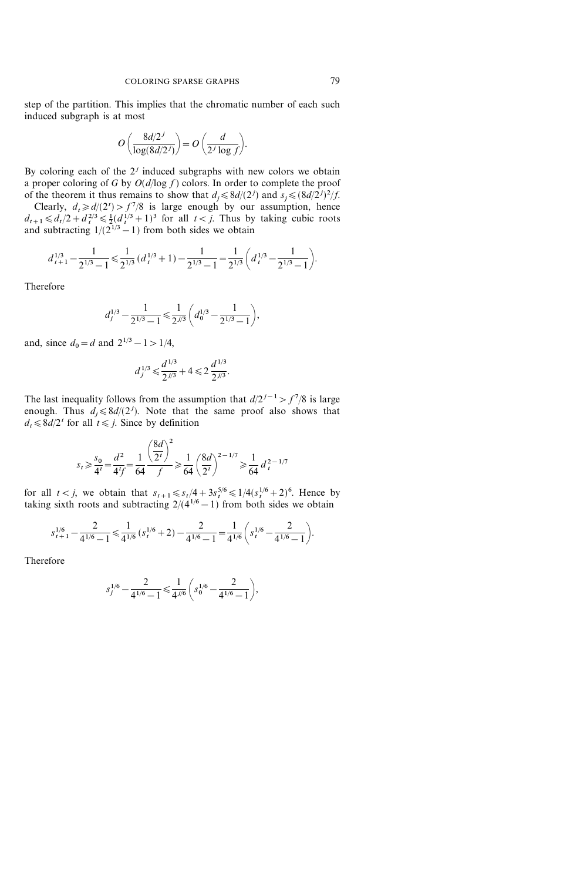step of the partition. This implies that the chromatic number of each such induced subgraph is at most

$$O\left(\frac{8d/2^j}{\log(8d/2^j)}\right) = O\left(\frac{d}{2^j \log f}\right).$$

By coloring each of the $2^j$ induced subgraphs with new colors we obtain a proper coloring of $G$ by $O(d/\log f)$ colors. In order to complete the proof of the theorem it thus remains to show that $d_j \leqslant 8d/(2^j)$ and $s_j \leqslant (8d/2^j)^2/f$.

Clearly, $d_t \geqslant d/(2^t) > f^7/8$ is large enough by our assumption, hence $d_{t+1} \leqslant d_t/2 + d_t^{2/3} \leqslant \frac{1}{2}(d_t^{1/3}+1)^3$ for all $t < j$. Thus by taking cubic roots and subtracting $1/(2^{1/3}-1)$ from both sides we obtain

$$d_{t+1}^{1/3} - \frac{1}{2^{1/3}-1} \leqslant \frac{1}{2^{1/3}}(d_t^{1/3}+1) - \frac{1}{2^{1/3}-1} = \frac{1}{2^{1/3}}\left(d_t^{1/3} - \frac{1}{2^{1/3}-1}\right).$$

Therefore

$$d_j^{1/3} - \frac{1}{2^{1/3}-1} \leqslant \frac{1}{2^{j/3}}\left(d_0^{1/3} - \frac{1}{2^{1/3}-1}\right),$$

and, since $d_0 = d$ and $2^{1/3} - 1 > 1/4$,

$$d_j^{1/3} \leqslant \frac{d^{1/3}}{2^{j/3}} + 4 \leqslant 2\,\frac{d^{1/3}}{2^{j/3}}.$$

The last inequality follows from the assumption that $d/2^{j-1} > f^7/8$ is large enough. Thus $d_j \leqslant 8d/(2^j)$. Note that the same proof also shows that $d_t \leqslant 8d/2^t$ for all $t \leqslant j$. Since by definition

$$s_t \geqslant \frac{s_0}{4^t} = \frac{d^2}{4^t f} = \frac{1}{64}\,\frac{\left(\dfrac{8d}{2^t}\right)^2}{f} \geqslant \frac{1}{64}\left(\frac{8d}{2^t}\right)^{2-1/7} \geqslant \frac{1}{64}\,d_t^{2-1/7}$$

for all $t < j$, we obtain that $s_{t+1} \leqslant s_t/4 + 3s_t^{5/6} \leqslant 1/4(s_t^{1/6}+2)^6$. Hence by taking sixth roots and subtracting $2/(4^{1/6}-1)$ from both sides we obtain

$$s_{t+1}^{1/6} - \frac{2}{4^{1/6}-1} \leqslant \frac{1}{4^{1/6}}(s_t^{1/6}+2) - \frac{2}{4^{1/6}-1} = \frac{1}{4^{1/6}}\left(s_t^{1/6} - \frac{2}{4^{1/6}-1}\right).$$

Therefore

$$s_j^{1/6} - \frac{2}{4^{1/6}-1} \leqslant \frac{1}{4^{j/6}}\left(s_0^{1/6} - \frac{2}{4^{1/6}-1}\right),$$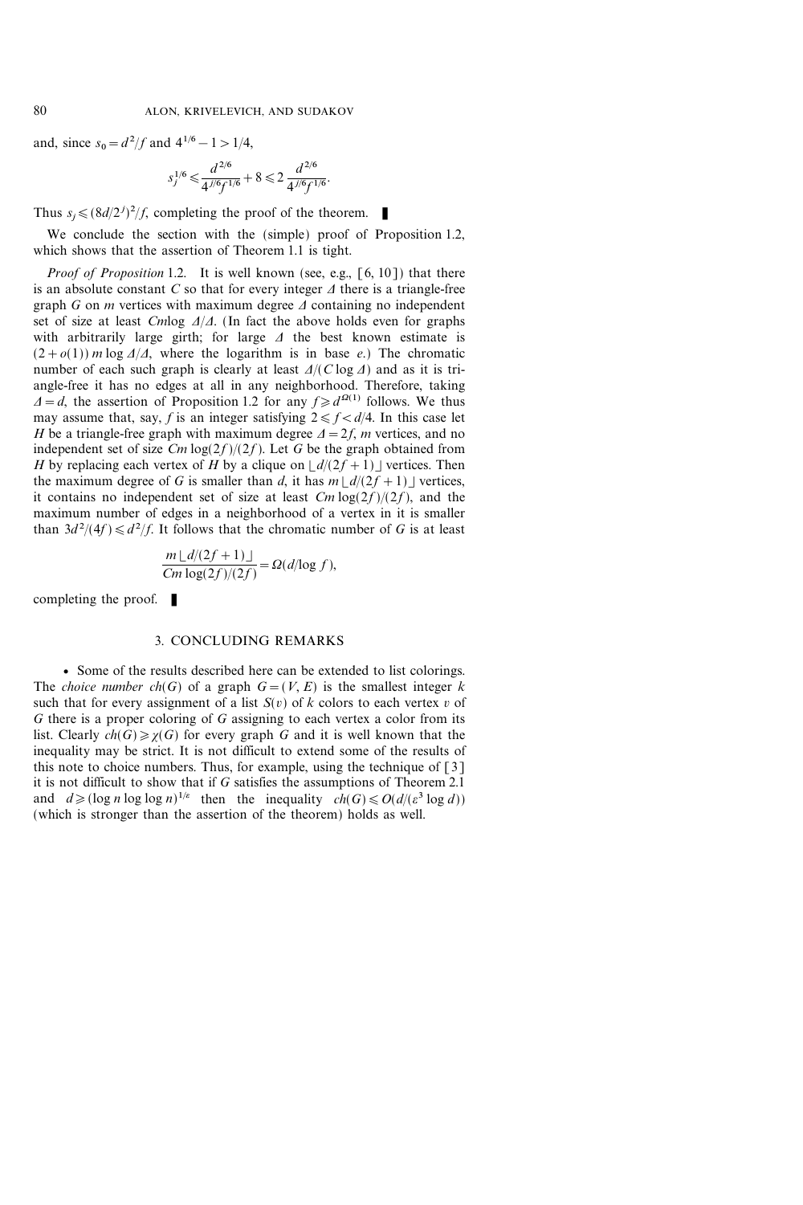and, since $s_0 = d^2/f$ and $4^{1/6} - 1 > 1/4$,

$$s_j^{1/6} \leqslant \frac{d^{2/6}}{4^{j/6} f^{1/6}} + 8 \leqslant 2\,\frac{d^{2/6}}{4^{j/6} f^{1/6}}.$$

Thus $s_j \leqslant (8d/2^j)^2/f$, completing the proof of the theorem. ∎

We conclude the section with the (simple) proof of Proposition 1.2, which shows that the assertion of Theorem 1.1 is tight.

*Proof of Proposition* 1.2. It is well known (see, e.g., [6, 10]) that there is an absolute constant $C$ so that for every integer $\Delta$ there is a triangle-free graph $G$ on $m$ vertices with maximum degree $\Delta$ containing no independent set of size at least $Cm \log \Delta/\Delta$. (In fact the above holds even for graphs with arbitrarily large girth; for large $\Delta$ the best known estimate is $(2 + o(1))\, m \log \Delta/\Delta$, where the logarithm is in base $e$.) The chromatic number of each such graph is clearly at least $\Delta/(C \log \Delta)$ and as it is triangle-free it has no edges at all in any neighborhood. Therefore, taking $\Delta = d$, the assertion of Proposition 1.2 for any $f \geqslant d^{\Omega(1)}$ follows. We thus may assume that, say, $f$ is an integer satisfying $2 \leqslant f < d/4$. In this case let $H$ be a triangle-free graph with maximum degree $\Delta = 2f$, $m$ vertices, and no independent set of size $Cm \log(2f)/(2f)$. Let $G$ be the graph obtained from $H$ by replacing each vertex of $H$ by a clique on $\lfloor d/(2f+1) \rfloor$ vertices. Then the maximum degree of $G$ is smaller than $d$, it has $m \lfloor d/(2f+1) \rfloor$ vertices, it contains no independent set of size at least $Cm \log(2f)/(2f)$, and the maximum number of edges in a neighborhood of a vertex in it is smaller than $3d^2/(4f) \leqslant d^2/f$. It follows that the chromatic number of $G$ is at least

$$\frac{m \lfloor d/(2f+1) \rfloor}{Cm \log(2f)/(2f)} = \Omega(d/\log f),$$

completing the proof. ∎

## 3. CONCLUDING REMARKS

- Some of the results described here can be extended to list colorings. The *choice number* $ch(G)$ of a graph $G = (V, E)$ is the smallest integer $k$ such that for every assignment of a list $S(v)$ of $k$ colors to each vertex $v$ of $G$ there is a proper coloring of $G$ assigning to each vertex a color from its list. Clearly $ch(G) \geqslant \chi(G)$ for every graph $G$ and it is well known that the inequality may be strict. It is not difficult to extend some of the results of this note to choice numbers. Thus, for example, using the technique of [3] it is not difficult to show that if $G$ satisfies the assumptions of Theorem 2.1 and $d \geqslant (\log n \log \log n)^{1/\varepsilon}$ then the inequality $ch(G) \leqslant O(d/(\varepsilon^3 \log d))$ (which is stronger than the assertion of the theorem) holds as well.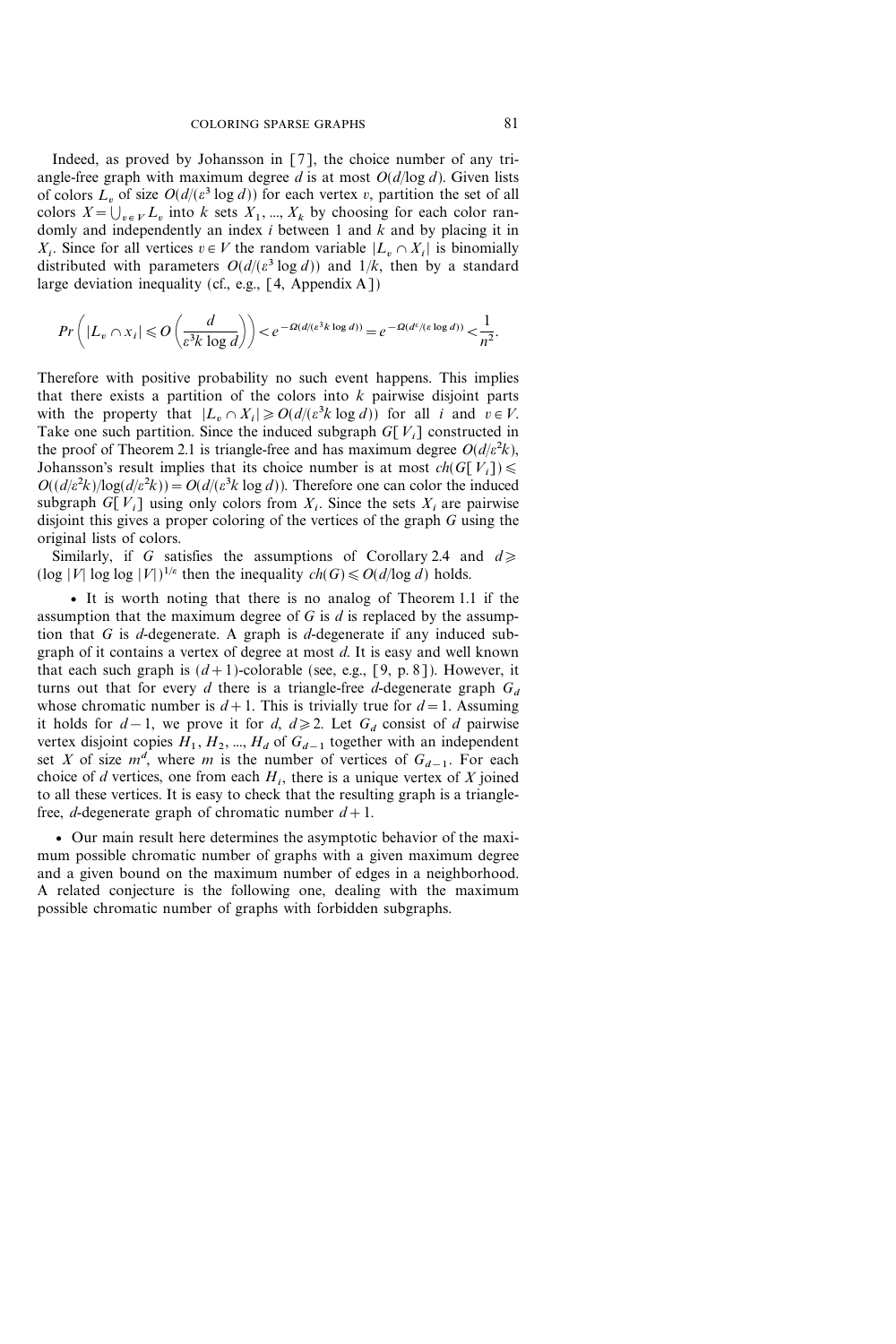Indeed, as proved by Johansson in [7], the choice number of any triangle-free graph with maximum degree $d$ is at most $O(d/\log d)$. Given lists of colors $L_v$ of size $O(d/(\varepsilon^3 \log d))$ for each vertex $v$, partition the set of all colors $X = \bigcup_{v \in V} L_v$ into $k$ sets $X_1, ..., X_k$ by choosing for each color randomly and independently an index $i$ between 1 and $k$ and by placing it in $X_i$. Since for all vertices $v \in V$ the random variable $|L_v \cap X_i|$ is binomially distributed with parameters $O(d/(\varepsilon^3 \log d))$ and $1/k$, then by a standard large deviation inequality (cf., e.g., [4, Appendix A])

$$Pr\left(|L_v \cap x_i| \leqslant O\left(\frac{d}{\varepsilon^3 k \log d}\right)\right) < e^{-\Omega(d/(\varepsilon^3 k \log d))} = e^{-\Omega(d^\varepsilon/(\varepsilon \log d))} < \frac{1}{n^2}.$$

Therefore with positive probability no such event happens. This implies that there exists a partition of the colors into $k$ pairwise disjoint parts with the property that $|L_v \cap X_i| \geqslant O(d/(\varepsilon^3 k \log d))$ for all $i$ and $v \in V$. Take one such partition. Since the induced subgraph $G[V_i]$ constructed in the proof of Theorem 2.1 is triangle-free and has maximum degree $O(d/\varepsilon^2 k)$, Johansson's result implies that its choice number is at most $ch(G[V_i]) \leqslant O((d/\varepsilon^2 k)/\log(d/\varepsilon^2 k)) = O(d/(\varepsilon^3 k \log d))$. Therefore one can color the induced subgraph $G[V_i]$ using only colors from $X_i$. Since the sets $X_i$ are pairwise disjoint this gives a proper coloring of the vertices of the graph $G$ using the original lists of colors.

Similarly, if $G$ satisfies the assumptions of Corollary 2.4 and $d \geqslant (\log |V| \log \log |V|)^{1/\varepsilon}$ then the inequality $ch(G) \leqslant O(d/\log d)$ holds.

- It is worth noting that there is no analog of Theorem 1.1 if the assumption that the maximum degree of $G$ is $d$ is replaced by the assumption that $G$ is $d$-degenerate. A graph is $d$-degenerate if any induced subgraph of it contains a vertex of degree at most $d$. It is easy and well known that each such graph is $(d+1)$-colorable (see, e.g., [9, p. 8]). However, it turns out that for every $d$ there is a triangle-free $d$-degenerate graph $G_d$ whose chromatic number is $d+1$. This is trivially true for $d=1$. Assuming it holds for $d-1$, we prove it for $d$, $d \geqslant 2$. Let $G_d$ consist of $d$ pairwise vertex disjoint copies $H_1, H_2, ..., H_d$ of $G_{d-1}$ together with an independent set $X$ of size $m^d$, where $m$ is the number of vertices of $G_{d-1}$. For each choice of $d$ vertices, one from each $H_i$, there is a unique vertex of $X$ joined to all these vertices. It is easy to check that the resulting graph is a triangle-free, $d$-degenerate graph of chromatic number $d+1$.

- Our main result here determines the asymptotic behavior of the maximum possible chromatic number of graphs with a given maximum degree and a given bound on the maximum number of edges in a neighborhood. A related conjecture is the following one, dealing with the maximum possible chromatic number of graphs with forbidden subgraphs.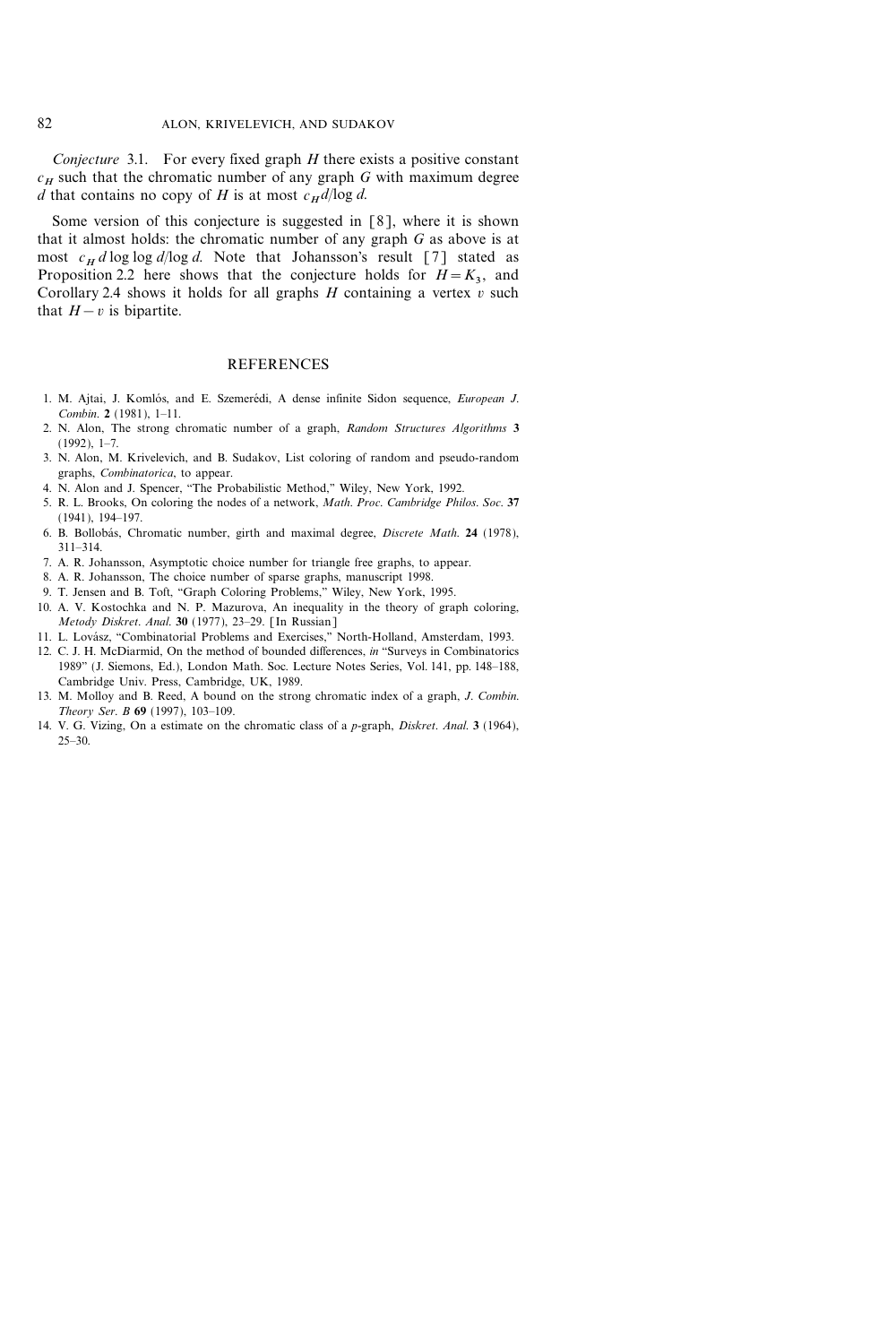*Conjecture* 3.1. For every fixed graph $H$ there exists a positive constant $c_H$ such that the chromatic number of any graph $G$ with maximum degree $d$ that contains no copy of $H$ is at most $c_H d/\log d$.

Some version of this conjecture is suggested in [8], where it is shown that it almost holds: the chromatic number of any graph $G$ as above is at most $c_H d \log \log d/\log d$. Note that Johansson's result [7] stated as Proposition 2.2 here shows that the conjecture holds for $H = K_3$, and Corollary 2.4 shows it holds for all graphs $H$ containing a vertex $v$ such that $H - v$ is bipartite.

## REFERENCES

1. M. Ajtai, J. Komlós, and E. Szemerédi, A dense infinite Sidon sequence, *European J. Combin.* **2** (1981), 1–11.
2. N. Alon, The strong chromatic number of a graph, *Random Structures Algorithms* **3** (1992), 1–7.
3. N. Alon, M. Krivelevich, and B. Sudakov, List coloring of random and pseudo-random graphs, *Combinatorica*, to appear.
4. N. Alon and J. Spencer, "The Probabilistic Method," Wiley, New York, 1992.
5. R. L. Brooks, On coloring the nodes of a network, *Math. Proc. Cambridge Philos. Soc.* **37** (1941), 194–197.
6. B. Bollobás, Chromatic number, girth and maximal degree, *Discrete Math.* **24** (1978), 311–314.
7. A. R. Johansson, Asymptotic choice number for triangle free graphs, to appear.
8. A. R. Johansson, The choice number of sparse graphs, manuscript 1998.
9. T. Jensen and B. Toft, "Graph Coloring Problems," Wiley, New York, 1995.
10. A. V. Kostochka and N. P. Mazurova, An inequality in the theory of graph coloring, *Metody Diskret. Anal.* **30** (1977), 23–29. [In Russian]
11. L. Lovász, "Combinatorial Problems and Exercises," North-Holland, Amsterdam, 1993.
12. C. J. H. McDiarmid, On the method of bounded differences, *in* "Surveys in Combinatorics 1989" (J. Siemons, Ed.), London Math. Soc. Lecture Notes Series, Vol. 141, pp. 148–188, Cambridge Univ. Press, Cambridge, UK, 1989.
13. M. Molloy and B. Reed, A bound on the strong chromatic index of a graph, *J. Combin. Theory Ser. B* **69** (1997), 103–109.
14. V. G. Vizing, On a estimate on the chromatic class of a *p*-graph, *Diskret. Anal.* **3** (1964), 25–30.